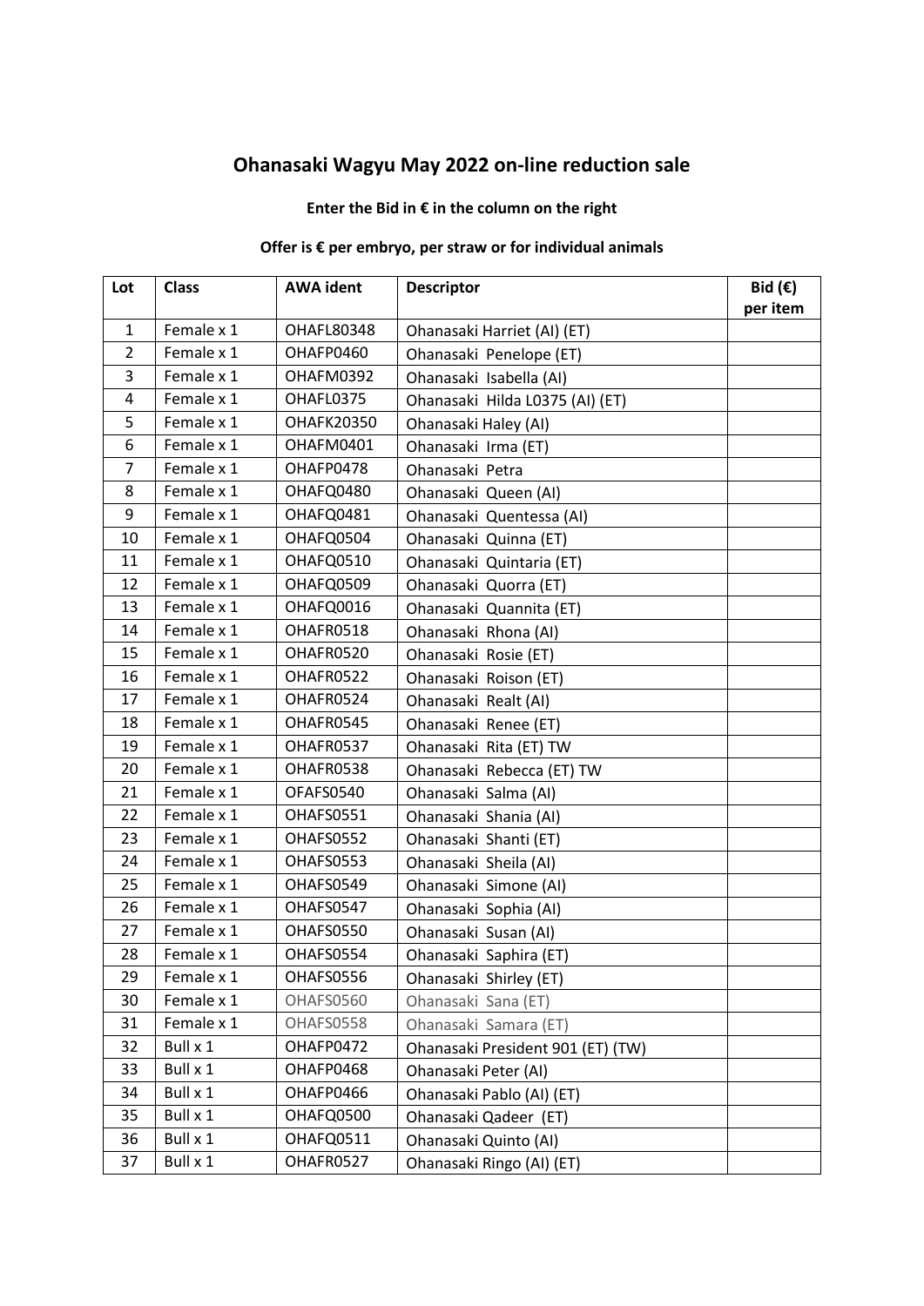# Ohanasaki Wagyu May 2022 on-line reduction sale

**Enter the Bid in € in the column on the right**

**Offer is € per embryo, per straw or for individual animals**

| Lot | Class | AWA ident | Descriptor | Bid (€) per item |
|---|---|---|---|---|
| 1 | Female x 1 | OHAFL80348 | Ohanasaki Harriet (AI) (ET) | |
| 2 | Female x 1 | OHAFP0460 | Ohanasaki Penelope (ET) | |
| 3 | Female x 1 | OHAFM0392 | Ohanasaki Isabella (AI) | |
| 4 | Female x 1 | OHAFL0375 | Ohanasaki Hilda L0375 (AI) (ET) | |
| 5 | Female x 1 | OHAFK20350 | Ohanasaki Haley (AI) | |
| 6 | Female x 1 | OHAFM0401 | Ohanasaki Irma (ET) | |
| 7 | Female x 1 | OHAFP0478 | Ohanasaki Petra | |
| 8 | Female x 1 | OHAFQ0480 | Ohanasaki Queen (AI) | |
| 9 | Female x 1 | OHAFQ0481 | Ohanasaki Quentessa (AI) | |
| 10 | Female x 1 | OHAFQ0504 | Ohanasaki Quinna (ET) | |
| 11 | Female x 1 | OHAFQ0510 | Ohanasaki Quintaria (ET) | |
| 12 | Female x 1 | OHAFQ0509 | Ohanasaki Quorra (ET) | |
| 13 | Female x 1 | OHAFQ0016 | Ohanasaki Quannita (ET) | |
| 14 | Female x 1 | OHAFR0518 | Ohanasaki Rhona (AI) | |
| 15 | Female x 1 | OHAFR0520 | Ohanasaki Rosie (ET) | |
| 16 | Female x 1 | OHAFR0522 | Ohanasaki Roison (ET) | |
| 17 | Female x 1 | OHAFR0524 | Ohanasaki Realt (AI) | |
| 18 | Female x 1 | OHAFR0545 | Ohanasaki Renee (ET) | |
| 19 | Female x 1 | OHAFR0537 | Ohanasaki Rita (ET) TW | |
| 20 | Female x 1 | OHAFR0538 | Ohanasaki Rebecca (ET) TW | |
| 21 | Female x 1 | OFAFS0540 | Ohanasaki Salma (AI) | |
| 22 | Female x 1 | OHAFS0551 | Ohanasaki Shania (AI) | |
| 23 | Female x 1 | OHAFS0552 | Ohanasaki Shanti (ET) | |
| 24 | Female x 1 | OHAFS0553 | Ohanasaki Sheila (AI) | |
| 25 | Female x 1 | OHAFS0549 | Ohanasaki Simone (AI) | |
| 26 | Female x 1 | OHAFS0547 | Ohanasaki Sophia (AI) | |
| 27 | Female x 1 | OHAFS0550 | Ohanasaki Susan (AI) | |
| 28 | Female x 1 | OHAFS0554 | Ohanasaki Saphira (ET) | |
| 29 | Female x 1 | OHAFS0556 | Ohanasaki Shirley (ET) | |
| 30 | Female x 1 | OHAFS0560 | Ohanasaki Sana (ET) | |
| 31 | Female x 1 | OHAFS0558 | Ohanasaki Samara (ET) | |
| 32 | Bull x 1 | OHAFP0472 | Ohanasaki President 901 (ET) (TW) | |
| 33 | Bull x 1 | OHAFP0468 | Ohanasaki Peter (AI) | |
| 34 | Bull x 1 | OHAFP0466 | Ohanasaki Pablo (AI) (ET) | |
| 35 | Bull x 1 | OHAFQ0500 | Ohanasaki Qadeer (ET) | |
| 36 | Bull x 1 | OHAFQ0511 | Ohanasaki Quinto (AI) | |
| 37 | Bull x 1 | OHAFR0527 | Ohanasaki Ringo (AI) (ET) | |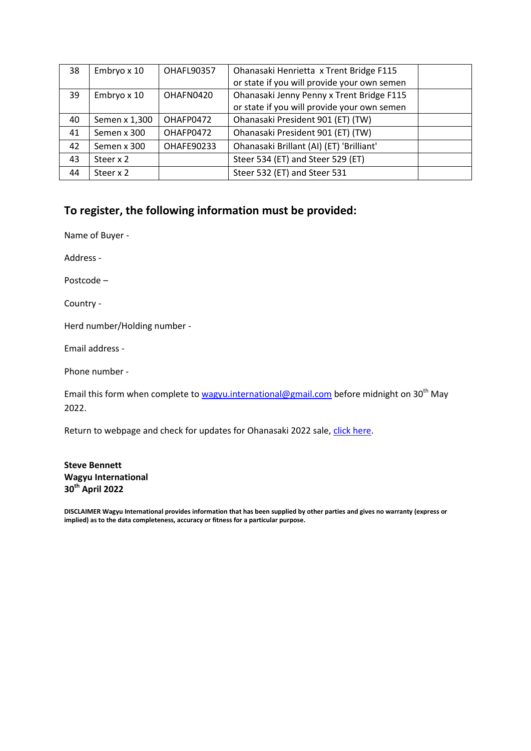| | | | | |
|---|---|---|---|---|
| 38 | Embryo x 10 | OHAFL90357 | Ohanasaki Henrietta x Trent Bridge F115 or state if you will provide your own semen | |
| 39 | Embryo x 10 | OHAFN0420 | Ohanasaki Jenny Penny x Trent Bridge F115 or state if you will provide your own semen | |
| 40 | Semen x 1,300 | OHAFP0472 | Ohanasaki President 901 (ET) (TW) | |
| 41 | Semen x 300 | OHAFP0472 | Ohanasaki President 901 (ET) (TW) | |
| 42 | Semen x 300 | OHAFE90233 | Ohanasaki Brillant (AI) (ET) 'Brilliant' | |
| 43 | Steer x 2 | | Steer 534 (ET) and Steer 529 (ET) | |
| 44 | Steer x 2 | | Steer 532 (ET) and Steer 531 | |

## To register, the following information must be provided:

Name of Buyer -

Address -

Postcode –

Country -

Herd number/Holding number -

Email address -

Phone number -

Email this form when complete to wagyu.international@gmail.com before midnight on 30th May 2022.

Return to webpage and check for updates for Ohanasaki 2022 sale, click here.

**Steve Bennett**
**Wagyu International**
**30th April 2022**

**DISCLAIMER Wagyu International provides information that has been supplied by other parties and gives no warranty (express or implied) as to the data completeness, accuracy or fitness for a particular purpose.**